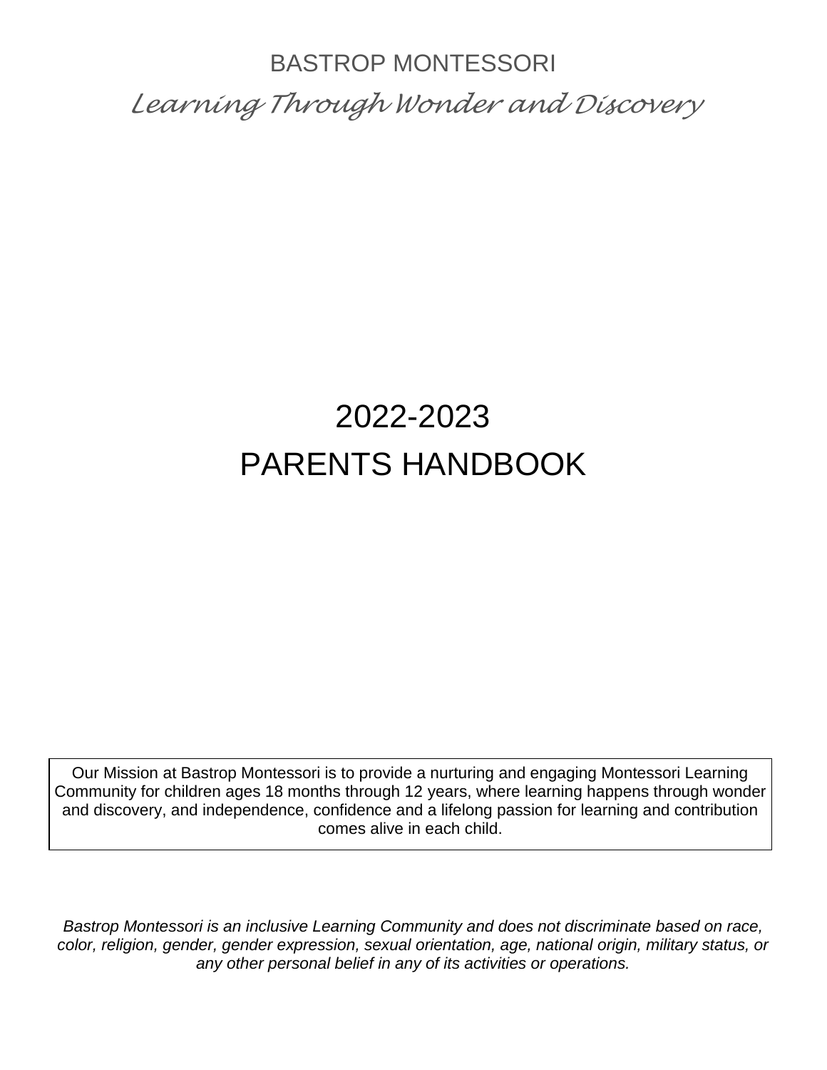BASTROP MONTESSORI

*Learning Through Wonder and Discovery*

# 2022-2023
# PARENTS HANDBOOK

Our Mission at Bastrop Montessori is to provide a nurturing and engaging Montessori Learning Community for children ages 18 months through 12 years, where learning happens through wonder and discovery, and independence, confidence and a lifelong passion for learning and contribution comes alive in each child.

*Bastrop Montessori is an inclusive Learning Community and does not discriminate based on race, color, religion, gender, gender expression, sexual orientation, age, national origin, military status, or any other personal belief in any of its activities or operations.*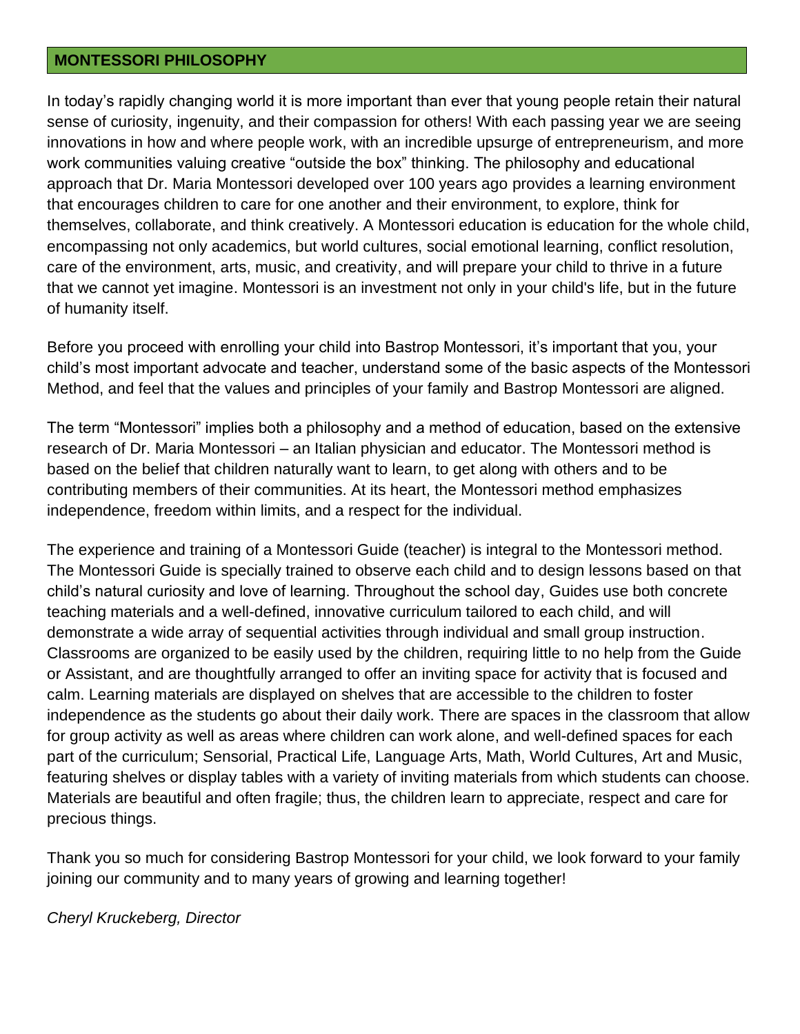## MONTESSORI PHILOSOPHY

In today's rapidly changing world it is more important than ever that young people retain their natural sense of curiosity, ingenuity, and their compassion for others! With each passing year we are seeing innovations in how and where people work, with an incredible upsurge of entrepreneurism, and more work communities valuing creative "outside the box" thinking. The philosophy and educational approach that Dr. Maria Montessori developed over 100 years ago provides a learning environment that encourages children to care for one another and their environment, to explore, think for themselves, collaborate, and think creatively. A Montessori education is education for the whole child, encompassing not only academics, but world cultures, social emotional learning, conflict resolution, care of the environment, arts, music, and creativity, and will prepare your child to thrive in a future that we cannot yet imagine. Montessori is an investment not only in your child's life, but in the future of humanity itself.

Before you proceed with enrolling your child into Bastrop Montessori, it's important that you, your child's most important advocate and teacher, understand some of the basic aspects of the Montessori Method, and feel that the values and principles of your family and Bastrop Montessori are aligned.

The term "Montessori" implies both a philosophy and a method of education, based on the extensive research of Dr. Maria Montessori – an Italian physician and educator. The Montessori method is based on the belief that children naturally want to learn, to get along with others and to be contributing members of their communities. At its heart, the Montessori method emphasizes independence, freedom within limits, and a respect for the individual.

The experience and training of a Montessori Guide (teacher) is integral to the Montessori method. The Montessori Guide is specially trained to observe each child and to design lessons based on that child's natural curiosity and love of learning. Throughout the school day, Guides use both concrete teaching materials and a well-defined, innovative curriculum tailored to each child, and will demonstrate a wide array of sequential activities through individual and small group instruction. Classrooms are organized to be easily used by the children, requiring little to no help from the Guide or Assistant, and are thoughtfully arranged to offer an inviting space for activity that is focused and calm. Learning materials are displayed on shelves that are accessible to the children to foster independence as the students go about their daily work. There are spaces in the classroom that allow for group activity as well as areas where children can work alone, and well-defined spaces for each part of the curriculum; Sensorial, Practical Life, Language Arts, Math, World Cultures, Art and Music, featuring shelves or display tables with a variety of inviting materials from which students can choose. Materials are beautiful and often fragile; thus, the children learn to appreciate, respect and care for precious things.

Thank you so much for considering Bastrop Montessori for your child, we look forward to your family joining our community and to many years of growing and learning together!

*Cheryl Kruckeberg, Director*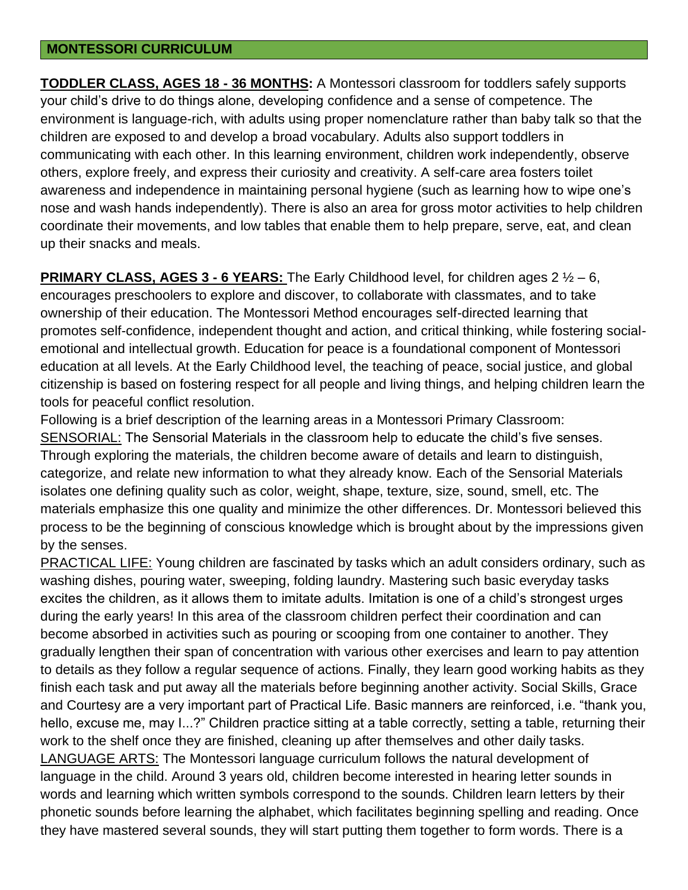## MONTESSORI CURRICULUM

**TODDLER CLASS, AGES 18 - 36 MONTHS:** A Montessori classroom for toddlers safely supports your child's drive to do things alone, developing confidence and a sense of competence. The environment is language-rich, with adults using proper nomenclature rather than baby talk so that the children are exposed to and develop a broad vocabulary. Adults also support toddlers in communicating with each other. In this learning environment, children work independently, observe others, explore freely, and express their curiosity and creativity. A self-care area fosters toilet awareness and independence in maintaining personal hygiene (such as learning how to wipe one's nose and wash hands independently). There is also an area for gross motor activities to help children coordinate their movements, and low tables that enable them to help prepare, serve, eat, and clean up their snacks and meals.

**PRIMARY CLASS, AGES 3 - 6 YEARS:** The Early Childhood level, for children ages 2 ½ – 6, encourages preschoolers to explore and discover, to collaborate with classmates, and to take ownership of their education. The Montessori Method encourages self-directed learning that promotes self-confidence, independent thought and action, and critical thinking, while fostering social-emotional and intellectual growth. Education for peace is a foundational component of Montessori education at all levels. At the Early Childhood level, the teaching of peace, social justice, and global citizenship is based on fostering respect for all people and living things, and helping children learn the tools for peaceful conflict resolution.

Following is a brief description of the learning areas in a Montessori Primary Classroom:

SENSORIAL: The Sensorial Materials in the classroom help to educate the child's five senses. Through exploring the materials, the children become aware of details and learn to distinguish, categorize, and relate new information to what they already know. Each of the Sensorial Materials isolates one defining quality such as color, weight, shape, texture, size, sound, smell, etc. The materials emphasize this one quality and minimize the other differences. Dr. Montessori believed this process to be the beginning of conscious knowledge which is brought about by the impressions given by the senses.

PRACTICAL LIFE: Young children are fascinated by tasks which an adult considers ordinary, such as washing dishes, pouring water, sweeping, folding laundry. Mastering such basic everyday tasks excites the children, as it allows them to imitate adults. Imitation is one of a child's strongest urges during the early years! In this area of the classroom children perfect their coordination and can become absorbed in activities such as pouring or scooping from one container to another. They gradually lengthen their span of concentration with various other exercises and learn to pay attention to details as they follow a regular sequence of actions. Finally, they learn good working habits as they finish each task and put away all the materials before beginning another activity. Social Skills, Grace and Courtesy are a very important part of Practical Life. Basic manners are reinforced, i.e. "thank you, hello, excuse me, may I...?" Children practice sitting at a table correctly, setting a table, returning their work to the shelf once they are finished, cleaning up after themselves and other daily tasks.

LANGUAGE ARTS: The Montessori language curriculum follows the natural development of language in the child. Around 3 years old, children become interested in hearing letter sounds in words and learning which written symbols correspond to the sounds. Children learn letters by their phonetic sounds before learning the alphabet, which facilitates beginning spelling and reading. Once they have mastered several sounds, they will start putting them together to form words. There is a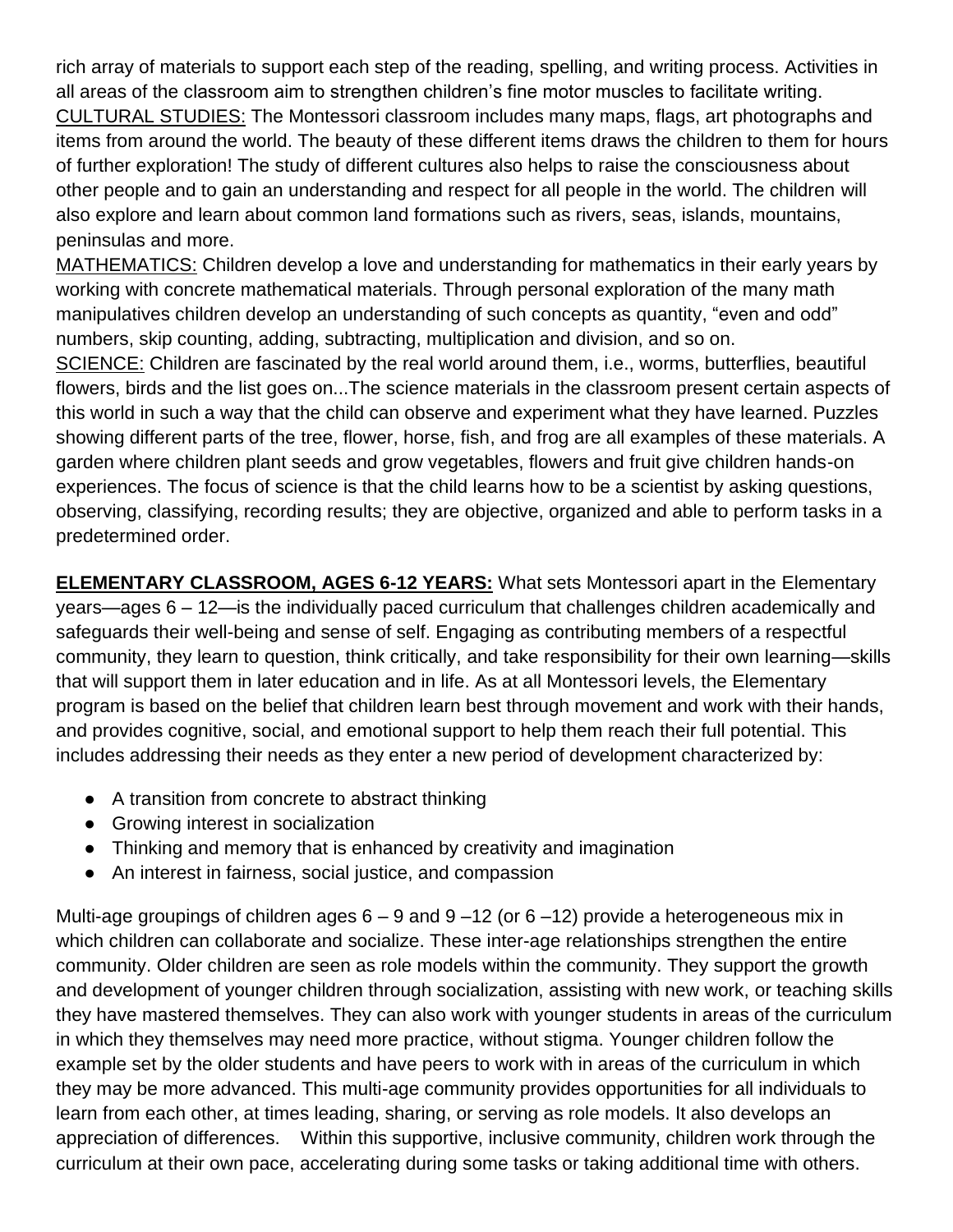rich array of materials to support each step of the reading, spelling, and writing process. Activities in all areas of the classroom aim to strengthen children's fine motor muscles to facilitate writing.

<u>CULTURAL STUDIES:</u> The Montessori classroom includes many maps, flags, art photographs and items from around the world. The beauty of these different items draws the children to them for hours of further exploration! The study of different cultures also helps to raise the consciousness about other people and to gain an understanding and respect for all people in the world. The children will also explore and learn about common land formations such as rivers, seas, islands, mountains, peninsulas and more.

<u>MATHEMATICS:</u> Children develop a love and understanding for mathematics in their early years by working with concrete mathematical materials. Through personal exploration of the many math manipulatives children develop an understanding of such concepts as quantity, "even and odd" numbers, skip counting, adding, subtracting, multiplication and division, and so on.

<u>SCIENCE:</u> Children are fascinated by the real world around them, i.e., worms, butterflies, beautiful flowers, birds and the list goes on...The science materials in the classroom present certain aspects of this world in such a way that the child can observe and experiment what they have learned. Puzzles showing different parts of the tree, flower, horse, fish, and frog are all examples of these materials. A garden where children plant seeds and grow vegetables, flowers and fruit give children hands-on experiences. The focus of science is that the child learns how to be a scientist by asking questions, observing, classifying, recording results; they are objective, organized and able to perform tasks in a predetermined order.

**<u>ELEMENTARY CLASSROOM, AGES 6-12 YEARS:</u>** What sets Montessori apart in the Elementary years—ages 6 – 12—is the individually paced curriculum that challenges children academically and safeguards their well-being and sense of self. Engaging as contributing members of a respectful community, they learn to question, think critically, and take responsibility for their own learning—skills that will support them in later education and in life. As at all Montessori levels, the Elementary program is based on the belief that children learn best through movement and work with their hands, and provides cognitive, social, and emotional support to help them reach their full potential. This includes addressing their needs as they enter a new period of development characterized by:

- A transition from concrete to abstract thinking
- Growing interest in socialization
- Thinking and memory that is enhanced by creativity and imagination
- An interest in fairness, social justice, and compassion

Multi-age groupings of children ages 6 – 9 and 9 –12 (or 6 –12) provide a heterogeneous mix in which children can collaborate and socialize. These inter-age relationships strengthen the entire community. Older children are seen as role models within the community. They support the growth and development of younger children through socialization, assisting with new work, or teaching skills they have mastered themselves. They can also work with younger students in areas of the curriculum in which they themselves may need more practice, without stigma. Younger children follow the example set by the older students and have peers to work with in areas of the curriculum in which they may be more advanced. This multi-age community provides opportunities for all individuals to learn from each other, at times leading, sharing, or serving as role models. It also develops an appreciation of differences. Within this supportive, inclusive community, children work through the curriculum at their own pace, accelerating during some tasks or taking additional time with others.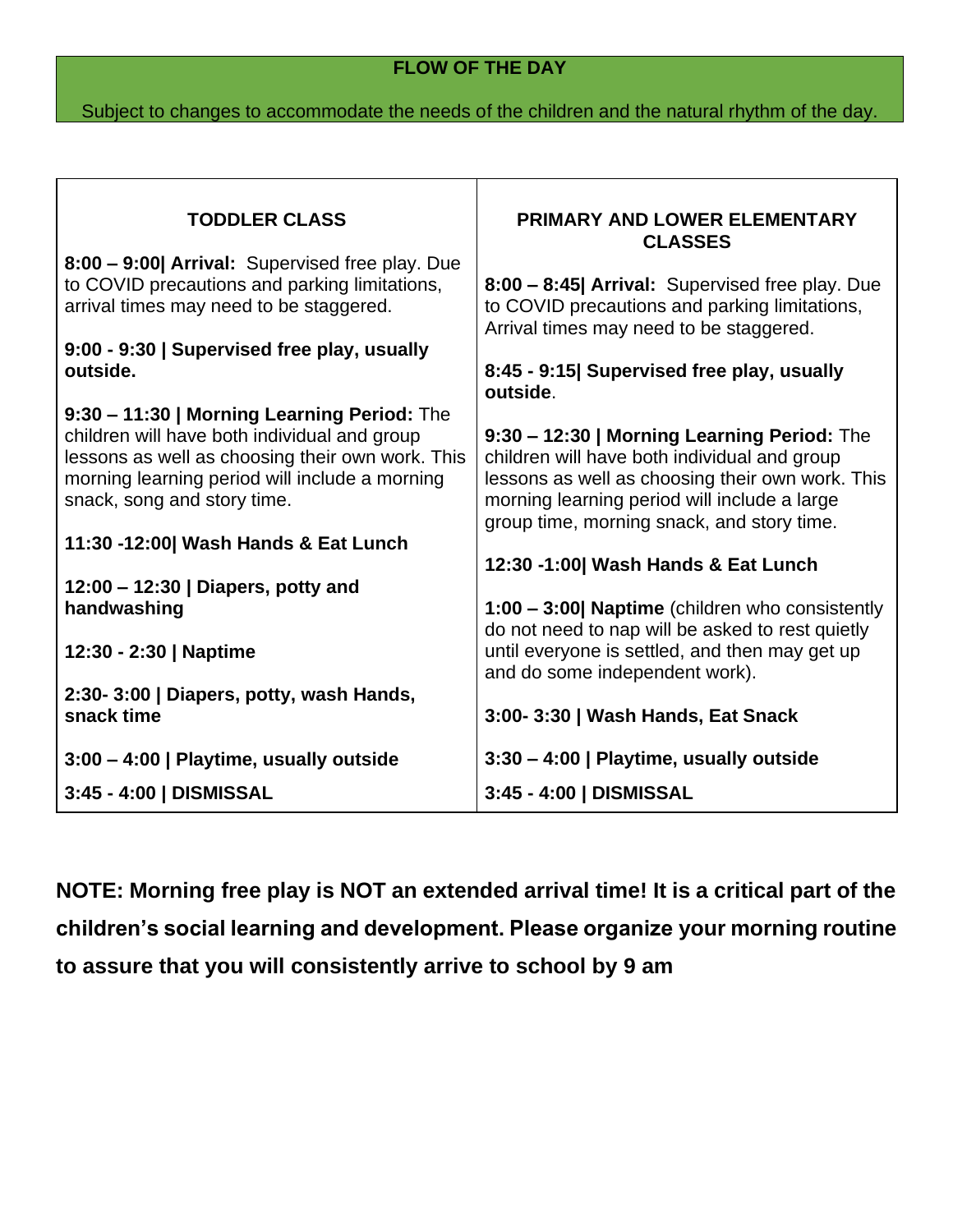## FLOW OF THE DAY

Subject to changes to accommodate the needs of the children and the natural rhythm of the day.

| TODDLER CLASS | PRIMARY AND LOWER ELEMENTARY CLASSES |
|---|---|
| **8:00 – 9:00\| Arrival:** Supervised free play. Due to COVID precautions and parking limitations, arrival times may need to be staggered. | **8:00 – 8:45\| Arrival:** Supervised free play. Due to COVID precautions and parking limitations, Arrival times may need to be staggered. |
| **9:00 - 9:30 \| Supervised free play, usually outside.** | **8:45 - 9:15\| Supervised free play, usually outside**. |
| **9:30 – 11:30 \| Morning Learning Period:** The children will have both individual and group lessons as well as choosing their own work. This morning learning period will include a morning snack, song and story time. | **9:30 – 12:30 \| Morning Learning Period:** The children will have both individual and group lessons as well as choosing their own work. This morning learning period will include a large group time, morning snack, and story time. |
| **11:30 -12:00\| Wash Hands & Eat Lunch** | **12:30 -1:00\| Wash Hands & Eat Lunch** |
| **12:00 – 12:30 \| Diapers, potty and handwashing** | **1:00 – 3:00\| Naptime** (children who consistently do not need to nap will be asked to rest quietly until everyone is settled, and then may get up and do some independent work). |
| **12:30 - 2:30 \| Naptime** | |
| **2:30- 3:00 \| Diapers, potty, wash Hands, snack time** | **3:00- 3:30 \| Wash Hands, Eat Snack** |
| **3:00 – 4:00 \| Playtime, usually outside** | **3:30 – 4:00 \| Playtime, usually outside** |
| **3:45 - 4:00 \| DISMISSAL** | **3:45 - 4:00 \| DISMISSAL** |

**NOTE: Morning free play is NOT an extended arrival time! It is a critical part of the children's social learning and development. Please organize your morning routine to assure that you will consistently arrive to school by 9 am**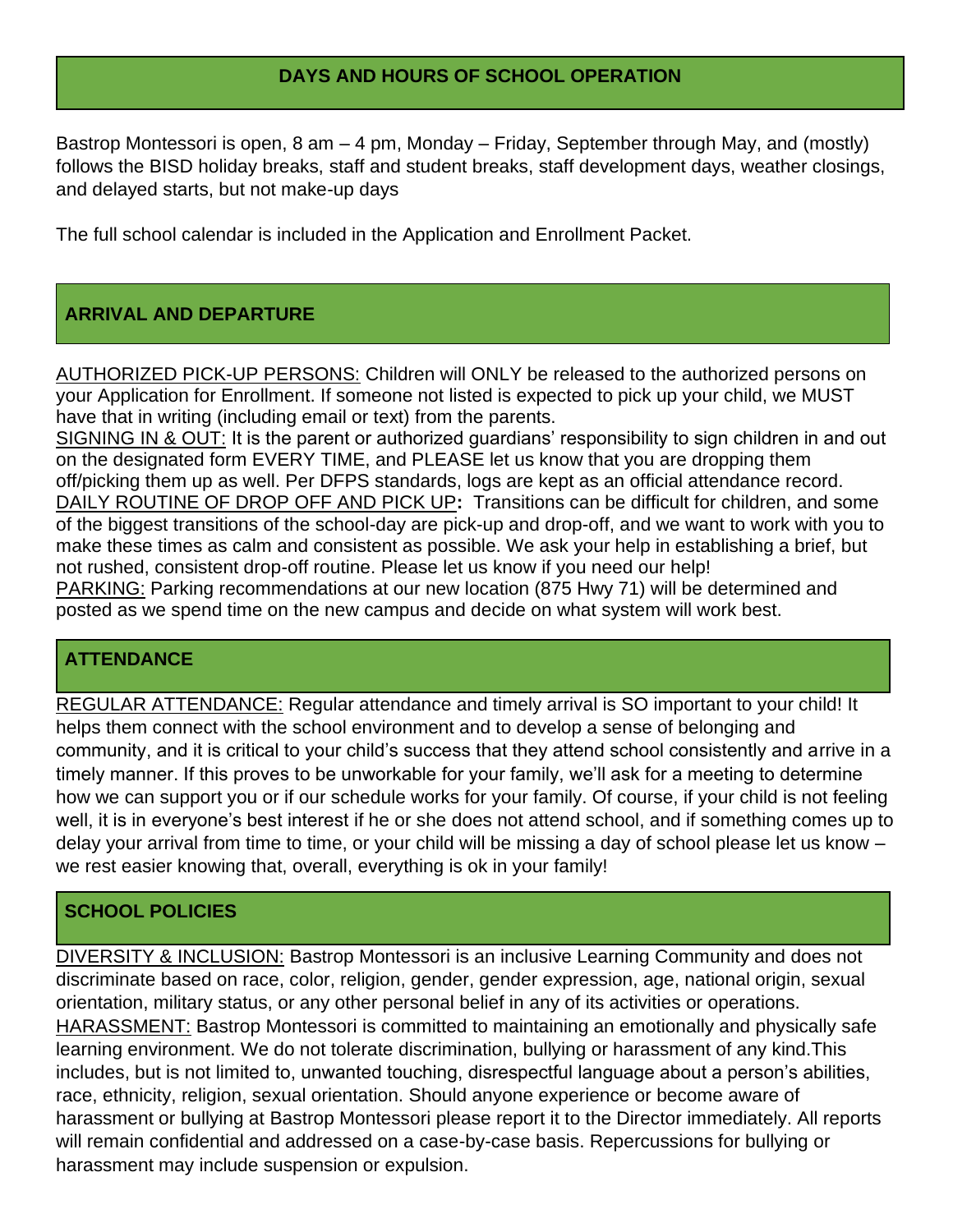## DAYS AND HOURS OF SCHOOL OPERATION

Bastrop Montessori is open, 8 am – 4 pm, Monday – Friday, September through May, and (mostly) follows the BISD holiday breaks, staff and student breaks, staff development days, weather closings, and delayed starts, but not make-up days

The full school calendar is included in the Application and Enrollment Packet.

## ARRIVAL AND DEPARTURE

AUTHORIZED PICK-UP PERSONS: Children will ONLY be released to the authorized persons on your Application for Enrollment. If someone not listed is expected to pick up your child, we MUST have that in writing (including email or text) from the parents.

SIGNING IN & OUT: It is the parent or authorized guardians' responsibility to sign children in and out on the designated form EVERY TIME, and PLEASE let us know that you are dropping them off/picking them up as well. Per DFPS standards, logs are kept as an official attendance record.

DAILY ROUTINE OF DROP OFF AND PICK UP**:** Transitions can be difficult for children, and some of the biggest transitions of the school-day are pick-up and drop-off, and we want to work with you to make these times as calm and consistent as possible. We ask your help in establishing a brief, but not rushed, consistent drop-off routine. Please let us know if you need our help!

PARKING: Parking recommendations at our new location (875 Hwy 71) will be determined and posted as we spend time on the new campus and decide on what system will work best.

## ATTENDANCE

REGULAR ATTENDANCE: Regular attendance and timely arrival is SO important to your child! It helps them connect with the school environment and to develop a sense of belonging and community, and it is critical to your child's success that they attend school consistently and arrive in a timely manner. If this proves to be unworkable for your family, we'll ask for a meeting to determine how we can support you or if our schedule works for your family. Of course, if your child is not feeling well, it is in everyone's best interest if he or she does not attend school, and if something comes up to delay your arrival from time to time, or your child will be missing a day of school please let us know – we rest easier knowing that, overall, everything is ok in your family!

## SCHOOL POLICIES

DIVERSITY & INCLUSION: Bastrop Montessori is an inclusive Learning Community and does not discriminate based on race, color, religion, gender, gender expression, age, national origin, sexual orientation, military status, or any other personal belief in any of its activities or operations.

HARASSMENT: Bastrop Montessori is committed to maintaining an emotionally and physically safe learning environment. We do not tolerate discrimination, bullying or harassment of any kind.This includes, but is not limited to, unwanted touching, disrespectful language about a person's abilities, race, ethnicity, religion, sexual orientation. Should anyone experience or become aware of harassment or bullying at Bastrop Montessori please report it to the Director immediately. All reports will remain confidential and addressed on a case-by-case basis. Repercussions for bullying or harassment may include suspension or expulsion.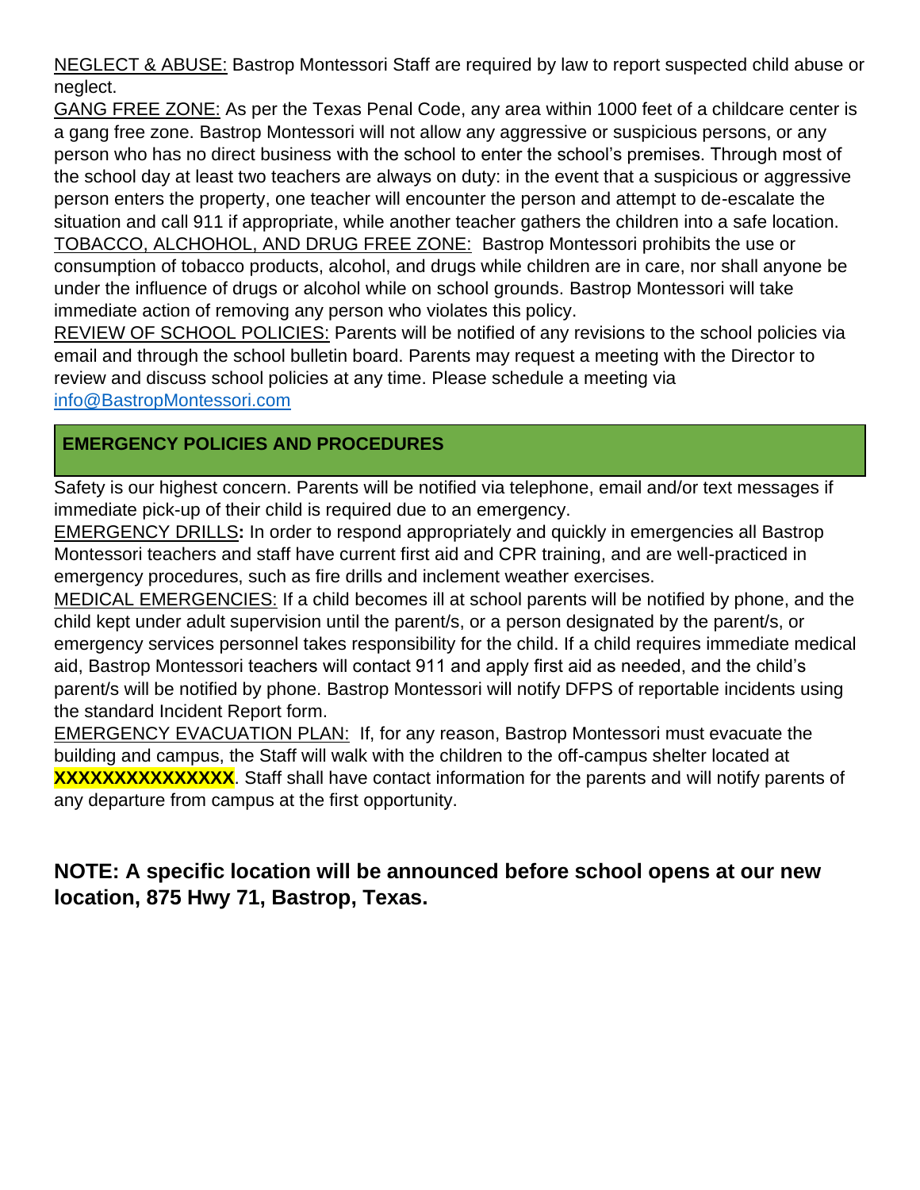NEGLECT & ABUSE: Bastrop Montessori Staff are required by law to report suspected child abuse or neglect.

GANG FREE ZONE: As per the Texas Penal Code, any area within 1000 feet of a childcare center is a gang free zone. Bastrop Montessori will not allow any aggressive or suspicious persons, or any person who has no direct business with the school to enter the school's premises. Through most of the school day at least two teachers are always on duty: in the event that a suspicious or aggressive person enters the property, one teacher will encounter the person and attempt to de-escalate the situation and call 911 if appropriate, while another teacher gathers the children into a safe location.

TOBACCO, ALCHOHOL, AND DRUG FREE ZONE: Bastrop Montessori prohibits the use or consumption of tobacco products, alcohol, and drugs while children are in care, nor shall anyone be under the influence of drugs or alcohol while on school grounds. Bastrop Montessori will take immediate action of removing any person who violates this policy.

REVIEW OF SCHOOL POLICIES: Parents will be notified of any revisions to the school policies via email and through the school bulletin board. Parents may request a meeting with the Director to review and discuss school policies at any time. Please schedule a meeting via info@BastropMontessori.com

## EMERGENCY POLICIES AND PROCEDURES

Safety is our highest concern. Parents will be notified via telephone, email and/or text messages if immediate pick-up of their child is required due to an emergency.

EMERGENCY DRILLS**:** In order to respond appropriately and quickly in emergencies all Bastrop Montessori teachers and staff have current first aid and CPR training, and are well-practiced in emergency procedures, such as fire drills and inclement weather exercises.

MEDICAL EMERGENCIES: If a child becomes ill at school parents will be notified by phone, and the child kept under adult supervision until the parent/s, or a person designated by the parent/s, or emergency services personnel takes responsibility for the child. If a child requires immediate medical aid, Bastrop Montessori teachers will contact 911 and apply first aid as needed, and the child's parent/s will be notified by phone. Bastrop Montessori will notify DFPS of reportable incidents using the standard Incident Report form.

EMERGENCY EVACUATION PLAN: If, for any reason, Bastrop Montessori must evacuate the building and campus, the Staff will walk with the children to the off-campus shelter located at **XXXXXXXXXXXXXXX**. Staff shall have contact information for the parents and will notify parents of any departure from campus at the first opportunity.

**NOTE: A specific location will be announced before school opens at our new location, 875 Hwy 71, Bastrop, Texas.**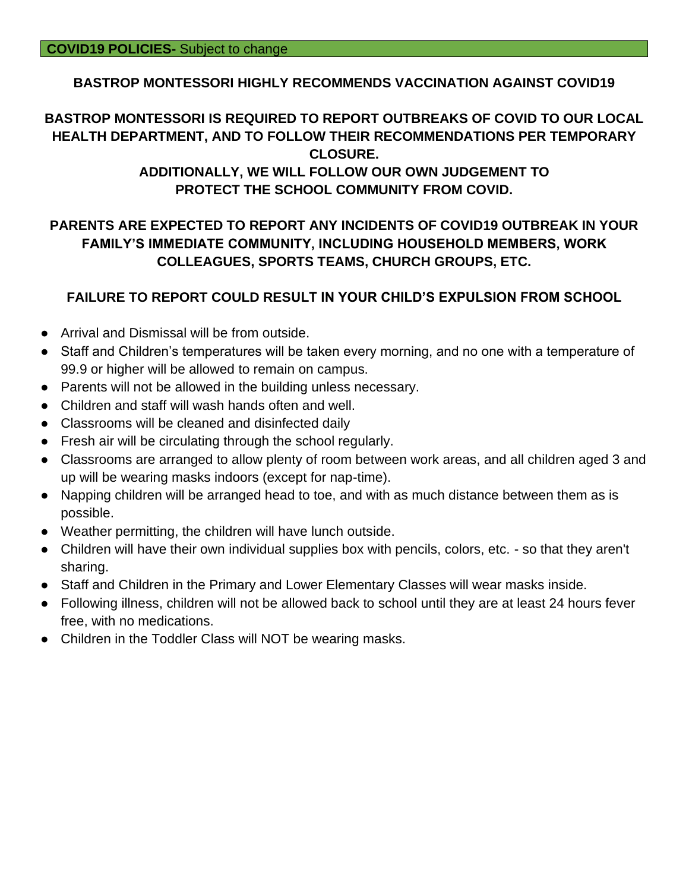## **COVID19 POLICIES-** Subject to change

**BASTROP MONTESSORI HIGHLY RECOMMENDS VACCINATION AGAINST COVID19**

**BASTROP MONTESSORI IS REQUIRED TO REPORT OUTBREAKS OF COVID TO OUR LOCAL HEALTH DEPARTMENT, AND TO FOLLOW THEIR RECOMMENDATIONS PER TEMPORARY CLOSURE.**
**ADDITIONALLY, WE WILL FOLLOW OUR OWN JUDGEMENT TO PROTECT THE SCHOOL COMMUNITY FROM COVID.**

**PARENTS ARE EXPECTED TO REPORT ANY INCIDENTS OF COVID19 OUTBREAK IN YOUR FAMILY'S IMMEDIATE COMMUNITY, INCLUDING HOUSEHOLD MEMBERS, WORK COLLEAGUES, SPORTS TEAMS, CHURCH GROUPS, ETC.**

**FAILURE TO REPORT COULD RESULT IN YOUR CHILD'S EXPULSION FROM SCHOOL**

- Arrival and Dismissal will be from outside.
- Staff and Children's temperatures will be taken every morning, and no one with a temperature of 99.9 or higher will be allowed to remain on campus.
- Parents will not be allowed in the building unless necessary.
- Children and staff will wash hands often and well.
- Classrooms will be cleaned and disinfected daily
- Fresh air will be circulating through the school regularly.
- Classrooms are arranged to allow plenty of room between work areas, and all children aged 3 and up will be wearing masks indoors (except for nap-time).
- Napping children will be arranged head to toe, and with as much distance between them as is possible.
- Weather permitting, the children will have lunch outside.
- Children will have their own individual supplies box with pencils, colors, etc. - so that they aren't sharing.
- Staff and Children in the Primary and Lower Elementary Classes will wear masks inside.
- Following illness, children will not be allowed back to school until they are at least 24 hours fever free, with no medications.
- Children in the Toddler Class will NOT be wearing masks.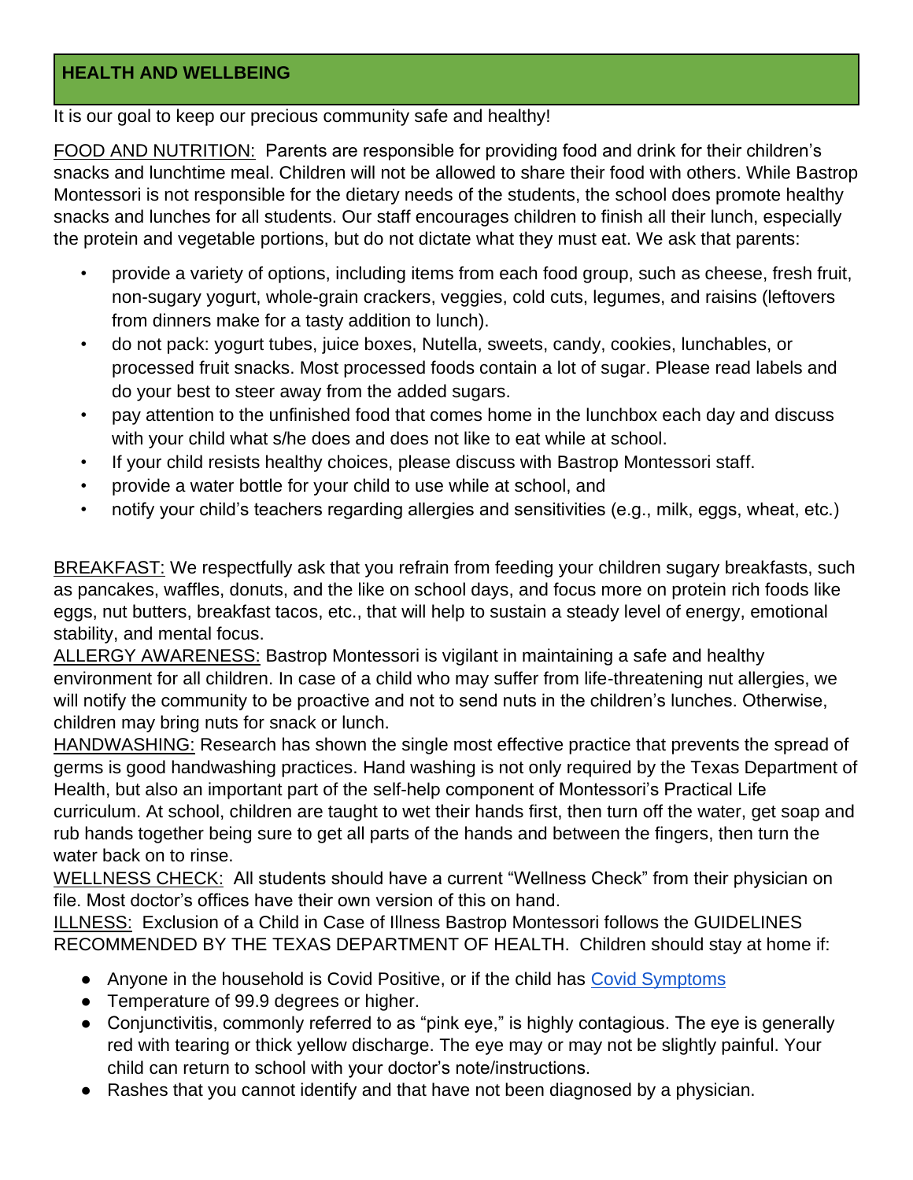## HEALTH AND WELLBEING

It is our goal to keep our precious community safe and healthy!

FOOD AND NUTRITION: Parents are responsible for providing food and drink for their children's snacks and lunchtime meal. Children will not be allowed to share their food with others. While Bastrop Montessori is not responsible for the dietary needs of the students, the school does promote healthy snacks and lunches for all students. Our staff encourages children to finish all their lunch, especially the protein and vegetable portions, but do not dictate what they must eat. We ask that parents:

- provide a variety of options, including items from each food group, such as cheese, fresh fruit, non-sugary yogurt, whole-grain crackers, veggies, cold cuts, legumes, and raisins (leftovers from dinners make for a tasty addition to lunch).
- do not pack: yogurt tubes, juice boxes, Nutella, sweets, candy, cookies, lunchables, or processed fruit snacks. Most processed foods contain a lot of sugar. Please read labels and do your best to steer away from the added sugars.
- pay attention to the unfinished food that comes home in the lunchbox each day and discuss with your child what s/he does and does not like to eat while at school.
- If your child resists healthy choices, please discuss with Bastrop Montessori staff.
- provide a water bottle for your child to use while at school, and
- notify your child's teachers regarding allergies and sensitivities (e.g., milk, eggs, wheat, etc.)

BREAKFAST: We respectfully ask that you refrain from feeding your children sugary breakfasts, such as pancakes, waffles, donuts, and the like on school days, and focus more on protein rich foods like eggs, nut butters, breakfast tacos, etc., that will help to sustain a steady level of energy, emotional stability, and mental focus.

ALLERGY AWARENESS: Bastrop Montessori is vigilant in maintaining a safe and healthy environment for all children. In case of a child who may suffer from life-threatening nut allergies, we will notify the community to be proactive and not to send nuts in the children's lunches. Otherwise, children may bring nuts for snack or lunch.

HANDWASHING: Research has shown the single most effective practice that prevents the spread of germs is good handwashing practices. Hand washing is not only required by the Texas Department of Health, but also an important part of the self-help component of Montessori's Practical Life curriculum. At school, children are taught to wet their hands first, then turn off the water, get soap and rub hands together being sure to get all parts of the hands and between the fingers, then turn the water back on to rinse.

WELLNESS CHECK: All students should have a current "Wellness Check" from their physician on file. Most doctor's offices have their own version of this on hand.

ILLNESS: Exclusion of a Child in Case of Illness Bastrop Montessori follows the GUIDELINES RECOMMENDED BY THE TEXAS DEPARTMENT OF HEALTH. Children should stay at home if:

- Anyone in the household is Covid Positive, or if the child has Covid Symptoms
- Temperature of 99.9 degrees or higher.
- Conjunctivitis, commonly referred to as "pink eye," is highly contagious. The eye is generally red with tearing or thick yellow discharge. The eye may or may not be slightly painful. Your child can return to school with your doctor's note/instructions.
- Rashes that you cannot identify and that have not been diagnosed by a physician.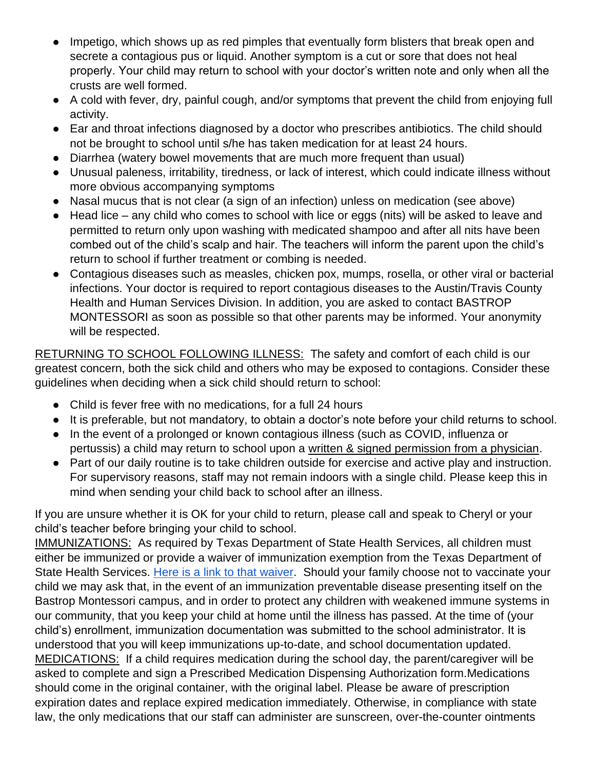- Impetigo, which shows up as red pimples that eventually form blisters that break open and secrete a contagious pus or liquid. Another symptom is a cut or sore that does not heal properly. Your child may return to school with your doctor's written note and only when all the crusts are well formed.
- A cold with fever, dry, painful cough, and/or symptoms that prevent the child from enjoying full activity.
- Ear and throat infections diagnosed by a doctor who prescribes antibiotics. The child should not be brought to school until s/he has taken medication for at least 24 hours.
- Diarrhea (watery bowel movements that are much more frequent than usual)
- Unusual paleness, irritability, tiredness, or lack of interest, which could indicate illness without more obvious accompanying symptoms
- Nasal mucus that is not clear (a sign of an infection) unless on medication (see above)
- Head lice – any child who comes to school with lice or eggs (nits) will be asked to leave and permitted to return only upon washing with medicated shampoo and after all nits have been combed out of the child's scalp and hair. The teachers will inform the parent upon the child's return to school if further treatment or combing is needed.
- Contagious diseases such as measles, chicken pox, mumps, rosella, or other viral or bacterial infections. Your doctor is required to report contagious diseases to the Austin/Travis County Health and Human Services Division. In addition, you are asked to contact BASTROP MONTESSORI as soon as possible so that other parents may be informed. Your anonymity will be respected.

<u>RETURNING TO SCHOOL FOLLOWING ILLNESS:</u> The safety and comfort of each child is our greatest concern, both the sick child and others who may be exposed to contagions. Consider these guidelines when deciding when a sick child should return to school:

- Child is fever free with no medications, for a full 24 hours
- It is preferable, but not mandatory, to obtain a doctor's note before your child returns to school.
- In the event of a prolonged or known contagious illness (such as COVID, influenza or pertussis) a child may return to school upon a <u>written & signed permission from a physician</u>.
- Part of our daily routine is to take children outside for exercise and active play and instruction. For supervisory reasons, staff may not remain indoors with a single child. Please keep this in mind when sending your child back to school after an illness.

If you are unsure whether it is OK for your child to return, please call and speak to Cheryl or your child's teacher before bringing your child to school.

<u>IMMUNIZATIONS:</u> As required by Texas Department of State Health Services, all children must either be immunized or provide a waiver of immunization exemption from the Texas Department of State Health Services. Here is a link to that waiver. Should your family choose not to vaccinate your child we may ask that, in the event of an immunization preventable disease presenting itself on the Bastrop Montessori campus, and in order to protect any children with weakened immune systems in our community, that you keep your child at home until the illness has passed. At the time of (your child's) enrollment, immunization documentation was submitted to the school administrator. It is understood that you will keep immunizations up-to-date, and school documentation updated.

<u>MEDICATIONS:</u> If a child requires medication during the school day, the parent/caregiver will be asked to complete and sign a Prescribed Medication Dispensing Authorization form.Medications should come in the original container, with the original label. Please be aware of prescription expiration dates and replace expired medication immediately. Otherwise, in compliance with state law, the only medications that our staff can administer are sunscreen, over-the-counter ointments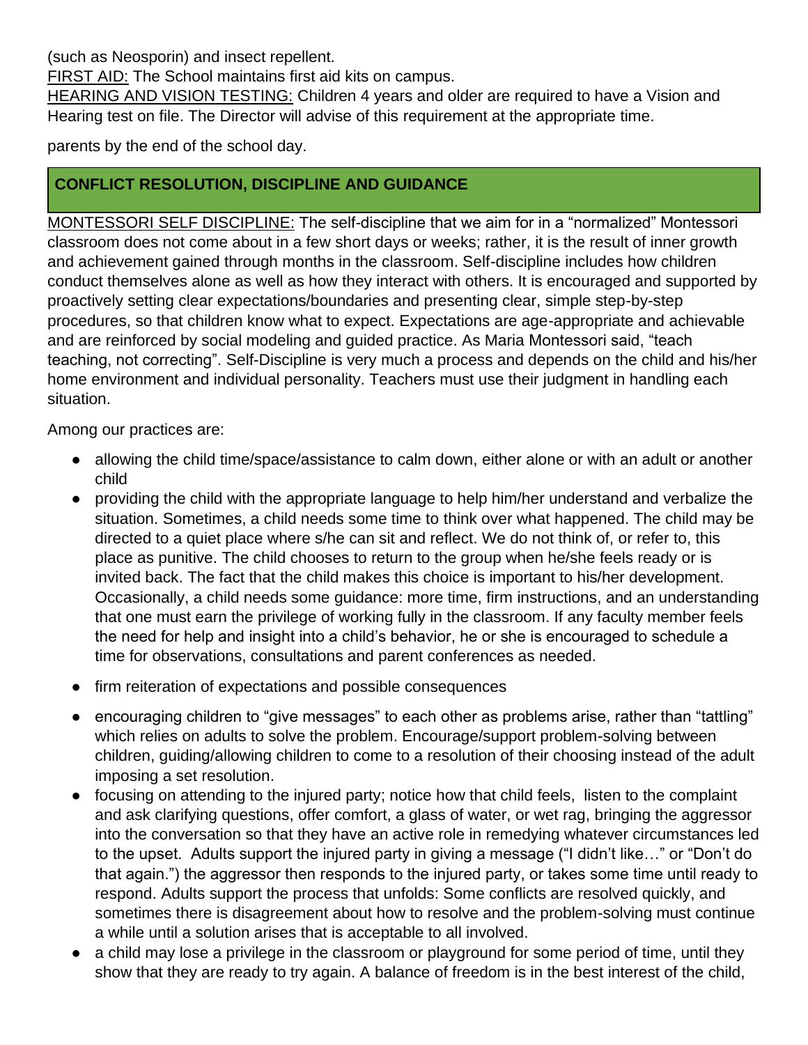(such as Neosporin) and insect repellent.

FIRST AID: The School maintains first aid kits on campus.

HEARING AND VISION TESTING: Children 4 years and older are required to have a Vision and Hearing test on file. The Director will advise of this requirement at the appropriate time.

parents by the end of the school day.

## CONFLICT RESOLUTION, DISCIPLINE AND GUIDANCE

MONTESSORI SELF DISCIPLINE: The self-discipline that we aim for in a "normalized" Montessori classroom does not come about in a few short days or weeks; rather, it is the result of inner growth and achievement gained through months in the classroom. Self-discipline includes how children conduct themselves alone as well as how they interact with others. It is encouraged and supported by proactively setting clear expectations/boundaries and presenting clear, simple step-by-step procedures, so that children know what to expect. Expectations are age-appropriate and achievable and are reinforced by social modeling and guided practice. As Maria Montessori said, "teach teaching, not correcting". Self-Discipline is very much a process and depends on the child and his/her home environment and individual personality. Teachers must use their judgment in handling each situation.

Among our practices are:

- allowing the child time/space/assistance to calm down, either alone or with an adult or another child
- providing the child with the appropriate language to help him/her understand and verbalize the situation. Sometimes, a child needs some time to think over what happened. The child may be directed to a quiet place where s/he can sit and reflect. We do not think of, or refer to, this place as punitive. The child chooses to return to the group when he/she feels ready or is invited back. The fact that the child makes this choice is important to his/her development. Occasionally, a child needs some guidance: more time, firm instructions, and an understanding that one must earn the privilege of working fully in the classroom. If any faculty member feels the need for help and insight into a child's behavior, he or she is encouraged to schedule a time for observations, consultations and parent conferences as needed.
- firm reiteration of expectations and possible consequences
- encouraging children to "give messages" to each other as problems arise, rather than "tattling" which relies on adults to solve the problem. Encourage/support problem-solving between children, guiding/allowing children to come to a resolution of their choosing instead of the adult imposing a set resolution.
- focusing on attending to the injured party; notice how that child feels, listen to the complaint and ask clarifying questions, offer comfort, a glass of water, or wet rag, bringing the aggressor into the conversation so that they have an active role in remedying whatever circumstances led to the upset. Adults support the injured party in giving a message ("I didn't like…" or "Don't do that again.") the aggressor then responds to the injured party, or takes some time until ready to respond. Adults support the process that unfolds: Some conflicts are resolved quickly, and sometimes there is disagreement about how to resolve and the problem-solving must continue a while until a solution arises that is acceptable to all involved.
- a child may lose a privilege in the classroom or playground for some period of time, until they show that they are ready to try again. A balance of freedom is in the best interest of the child,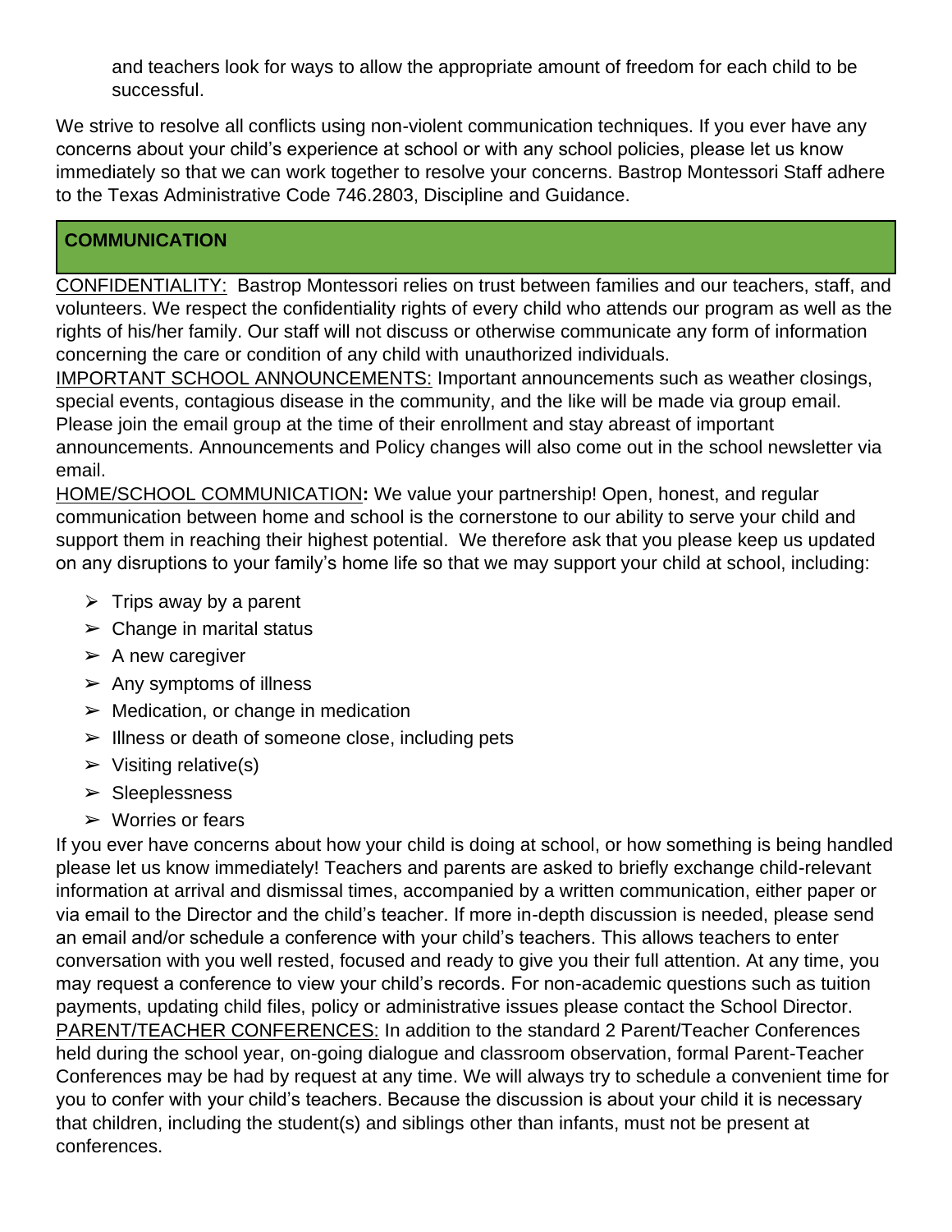and teachers look for ways to allow the appropriate amount of freedom for each child to be successful.

We strive to resolve all conflicts using non-violent communication techniques. If you ever have any concerns about your child's experience at school or with any school policies, please let us know immediately so that we can work together to resolve your concerns. Bastrop Montessori Staff adhere to the Texas Administrative Code 746.2803, Discipline and Guidance.

## COMMUNICATION

CONFIDENTIALITY: Bastrop Montessori relies on trust between families and our teachers, staff, and volunteers. We respect the confidentiality rights of every child who attends our program as well as the rights of his/her family. Our staff will not discuss or otherwise communicate any form of information concerning the care or condition of any child with unauthorized individuals.

IMPORTANT SCHOOL ANNOUNCEMENTS: Important announcements such as weather closings, special events, contagious disease in the community, and the like will be made via group email. Please join the email group at the time of their enrollment and stay abreast of important announcements. Announcements and Policy changes will also come out in the school newsletter via email.

HOME/SCHOOL COMMUNICATION**:** We value your partnership! Open, honest, and regular communication between home and school is the cornerstone to our ability to serve your child and support them in reaching their highest potential. We therefore ask that you please keep us updated on any disruptions to your family's home life so that we may support your child at school, including:

- Trips away by a parent
- Change in marital status
- A new caregiver
- Any symptoms of illness
- Medication, or change in medication
- Illness or death of someone close, including pets
- Visiting relative(s)
- Sleeplessness
- Worries or fears

If you ever have concerns about how your child is doing at school, or how something is being handled please let us know immediately! Teachers and parents are asked to briefly exchange child-relevant information at arrival and dismissal times, accompanied by a written communication, either paper or via email to the Director and the child's teacher. If more in-depth discussion is needed, please send an email and/or schedule a conference with your child's teachers. This allows teachers to enter conversation with you well rested, focused and ready to give you their full attention. At any time, you may request a conference to view your child's records. For non-academic questions such as tuition payments, updating child files, policy or administrative issues please contact the School Director.

PARENT/TEACHER CONFERENCES: In addition to the standard 2 Parent/Teacher Conferences held during the school year, on-going dialogue and classroom observation, formal Parent-Teacher Conferences may be had by request at any time. We will always try to schedule a convenient time for you to confer with your child's teachers. Because the discussion is about your child it is necessary that children, including the student(s) and siblings other than infants, must not be present at conferences.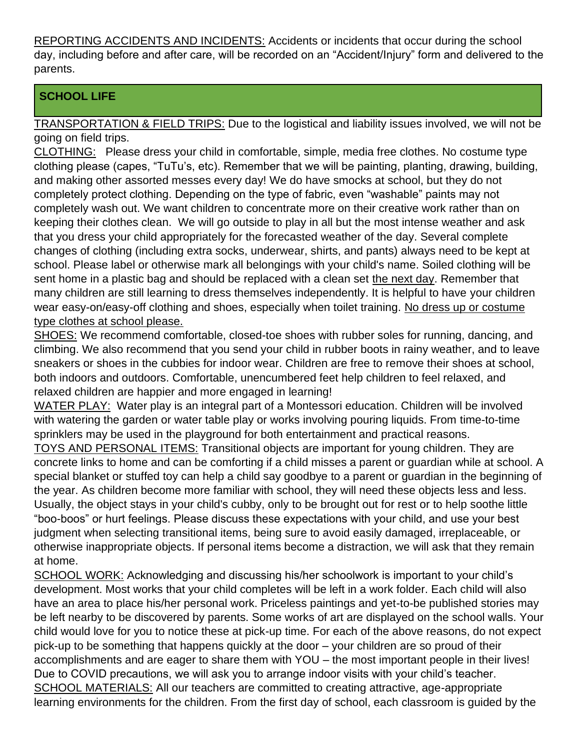REPORTING ACCIDENTS AND INCIDENTS: Accidents or incidents that occur during the school day, including before and after care, will be recorded on an "Accident/Injury" form and delivered to the parents.

## SCHOOL LIFE

TRANSPORTATION & FIELD TRIPS: Due to the logistical and liability issues involved, we will not be going on field trips.

CLOTHING: Please dress your child in comfortable, simple, media free clothes. No costume type clothing please (capes, "TuTu's, etc). Remember that we will be painting, planting, drawing, building, and making other assorted messes every day! We do have smocks at school, but they do not completely protect clothing. Depending on the type of fabric, even "washable" paints may not completely wash out. We want children to concentrate more on their creative work rather than on keeping their clothes clean. We will go outside to play in all but the most intense weather and ask that you dress your child appropriately for the forecasted weather of the day. Several complete changes of clothing (including extra socks, underwear, shirts, and pants) always need to be kept at school. Please label or otherwise mark all belongings with your child's name. Soiled clothing will be sent home in a plastic bag and should be replaced with a clean set the next day. Remember that many children are still learning to dress themselves independently. It is helpful to have your children wear easy-on/easy-off clothing and shoes, especially when toilet training. No dress up or costume type clothes at school please.

SHOES: We recommend comfortable, closed-toe shoes with rubber soles for running, dancing, and climbing. We also recommend that you send your child in rubber boots in rainy weather, and to leave sneakers or shoes in the cubbies for indoor wear. Children are free to remove their shoes at school, both indoors and outdoors. Comfortable, unencumbered feet help children to feel relaxed, and relaxed children are happier and more engaged in learning!

WATER PLAY: Water play is an integral part of a Montessori education. Children will be involved with watering the garden or water table play or works involving pouring liquids. From time-to-time sprinklers may be used in the playground for both entertainment and practical reasons.

TOYS AND PERSONAL ITEMS: Transitional objects are important for young children. They are concrete links to home and can be comforting if a child misses a parent or guardian while at school. A special blanket or stuffed toy can help a child say goodbye to a parent or guardian in the beginning of the year. As children become more familiar with school, they will need these objects less and less. Usually, the object stays in your child's cubby, only to be brought out for rest or to help soothe little "boo-boos" or hurt feelings. Please discuss these expectations with your child, and use your best judgment when selecting transitional items, being sure to avoid easily damaged, irreplaceable, or otherwise inappropriate objects. If personal items become a distraction, we will ask that they remain at home.

SCHOOL WORK: Acknowledging and discussing his/her schoolwork is important to your child's development. Most works that your child completes will be left in a work folder. Each child will also have an area to place his/her personal work. Priceless paintings and yet-to-be published stories may be left nearby to be discovered by parents. Some works of art are displayed on the school walls. Your child would love for you to notice these at pick-up time. For each of the above reasons, do not expect pick-up to be something that happens quickly at the door – your children are so proud of their accomplishments and are eager to share them with YOU – the most important people in their lives! Due to COVID precautions, we will ask you to arrange indoor visits with your child's teacher.

SCHOOL MATERIALS: All our teachers are committed to creating attractive, age-appropriate learning environments for the children. From the first day of school, each classroom is guided by the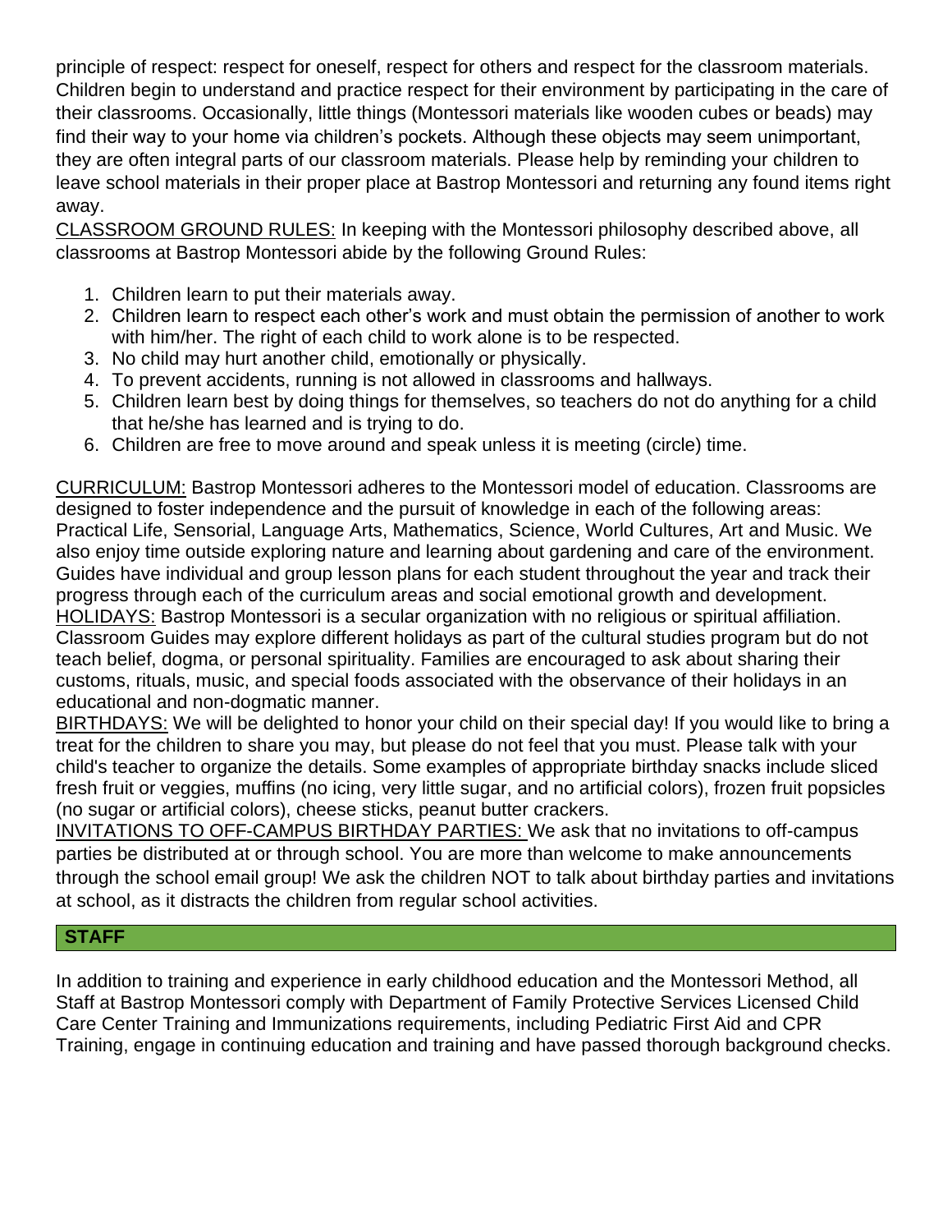principle of respect: respect for oneself, respect for others and respect for the classroom materials. Children begin to understand and practice respect for their environment by participating in the care of their classrooms. Occasionally, little things (Montessori materials like wooden cubes or beads) may find their way to your home via children's pockets. Although these objects may seem unimportant, they are often integral parts of our classroom materials. Please help by reminding your children to leave school materials in their proper place at Bastrop Montessori and returning any found items right away.

CLASSROOM GROUND RULES: In keeping with the Montessori philosophy described above, all classrooms at Bastrop Montessori abide by the following Ground Rules:

1. Children learn to put their materials away.
2. Children learn to respect each other's work and must obtain the permission of another to work with him/her. The right of each child to work alone is to be respected.
3. No child may hurt another child, emotionally or physically.
4. To prevent accidents, running is not allowed in classrooms and hallways.
5. Children learn best by doing things for themselves, so teachers do not do anything for a child that he/she has learned and is trying to do.
6. Children are free to move around and speak unless it is meeting (circle) time.

CURRICULUM: Bastrop Montessori adheres to the Montessori model of education. Classrooms are designed to foster independence and the pursuit of knowledge in each of the following areas: Practical Life, Sensorial, Language Arts, Mathematics, Science, World Cultures, Art and Music. We also enjoy time outside exploring nature and learning about gardening and care of the environment. Guides have individual and group lesson plans for each student throughout the year and track their progress through each of the curriculum areas and social emotional growth and development.

HOLIDAYS: Bastrop Montessori is a secular organization with no religious or spiritual affiliation. Classroom Guides may explore different holidays as part of the cultural studies program but do not teach belief, dogma, or personal spirituality. Families are encouraged to ask about sharing their customs, rituals, music, and special foods associated with the observance of their holidays in an educational and non-dogmatic manner.

BIRTHDAYS: We will be delighted to honor your child on their special day! If you would like to bring a treat for the children to share you may, but please do not feel that you must. Please talk with your child's teacher to organize the details. Some examples of appropriate birthday snacks include sliced fresh fruit or veggies, muffins (no icing, very little sugar, and no artificial colors), frozen fruit popsicles (no sugar or artificial colors), cheese sticks, peanut butter crackers.

INVITATIONS TO OFF-CAMPUS BIRTHDAY PARTIES: We ask that no invitations to off-campus parties be distributed at or through school. You are more than welcome to make announcements through the school email group! We ask the children NOT to talk about birthday parties and invitations at school, as it distracts the children from regular school activities.

## STAFF

In addition to training and experience in early childhood education and the Montessori Method, all Staff at Bastrop Montessori comply with Department of Family Protective Services Licensed Child Care Center Training and Immunizations requirements, including Pediatric First Aid and CPR Training, engage in continuing education and training and have passed thorough background checks.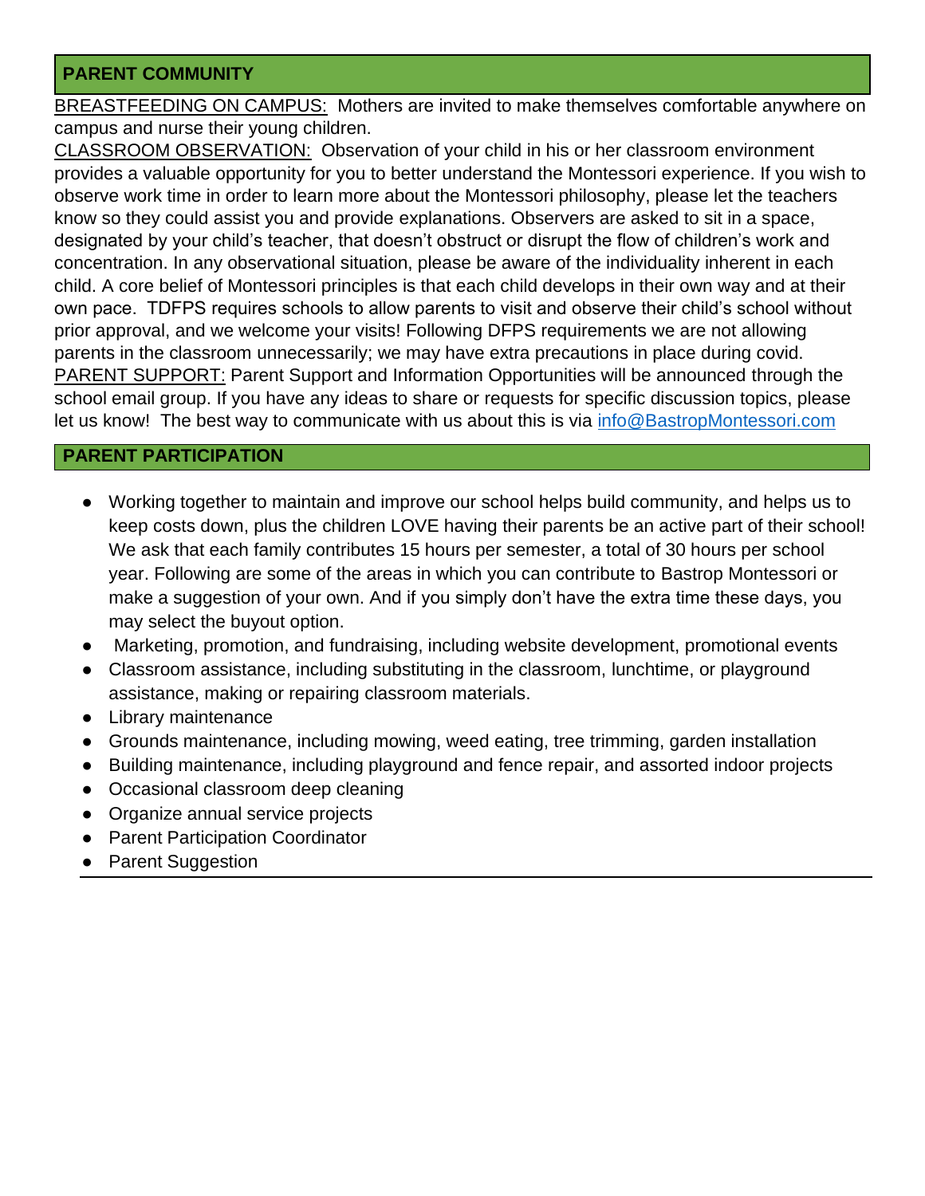## PARENT COMMUNITY

BREASTFEEDING ON CAMPUS: Mothers are invited to make themselves comfortable anywhere on campus and nurse their young children.

CLASSROOM OBSERVATION: Observation of your child in his or her classroom environment provides a valuable opportunity for you to better understand the Montessori experience. If you wish to observe work time in order to learn more about the Montessori philosophy, please let the teachers know so they could assist you and provide explanations. Observers are asked to sit in a space, designated by your child's teacher, that doesn't obstruct or disrupt the flow of children's work and concentration. In any observational situation, please be aware of the individuality inherent in each child. A core belief of Montessori principles is that each child develops in their own way and at their own pace. TDFPS requires schools to allow parents to visit and observe their child's school without prior approval, and we welcome your visits! Following DFPS requirements we are not allowing parents in the classroom unnecessarily; we may have extra precautions in place during covid.

PARENT SUPPORT: Parent Support and Information Opportunities will be announced through the school email group. If you have any ideas to share or requests for specific discussion topics, please let us know! The best way to communicate with us about this is via info@BastropMontessori.com

## PARENT PARTICIPATION

- Working together to maintain and improve our school helps build community, and helps us to keep costs down, plus the children LOVE having their parents be an active part of their school! We ask that each family contributes 15 hours per semester, a total of 30 hours per school year. Following are some of the areas in which you can contribute to Bastrop Montessori or make a suggestion of your own. And if you simply don't have the extra time these days, you may select the buyout option.
- Marketing, promotion, and fundraising, including website development, promotional events
- Classroom assistance, including substituting in the classroom, lunchtime, or playground assistance, making or repairing classroom materials.
- Library maintenance
- Grounds maintenance, including mowing, weed eating, tree trimming, garden installation
- Building maintenance, including playground and fence repair, and assorted indoor projects
- Occasional classroom deep cleaning
- Organize annual service projects
- Parent Participation Coordinator
- Parent Suggestion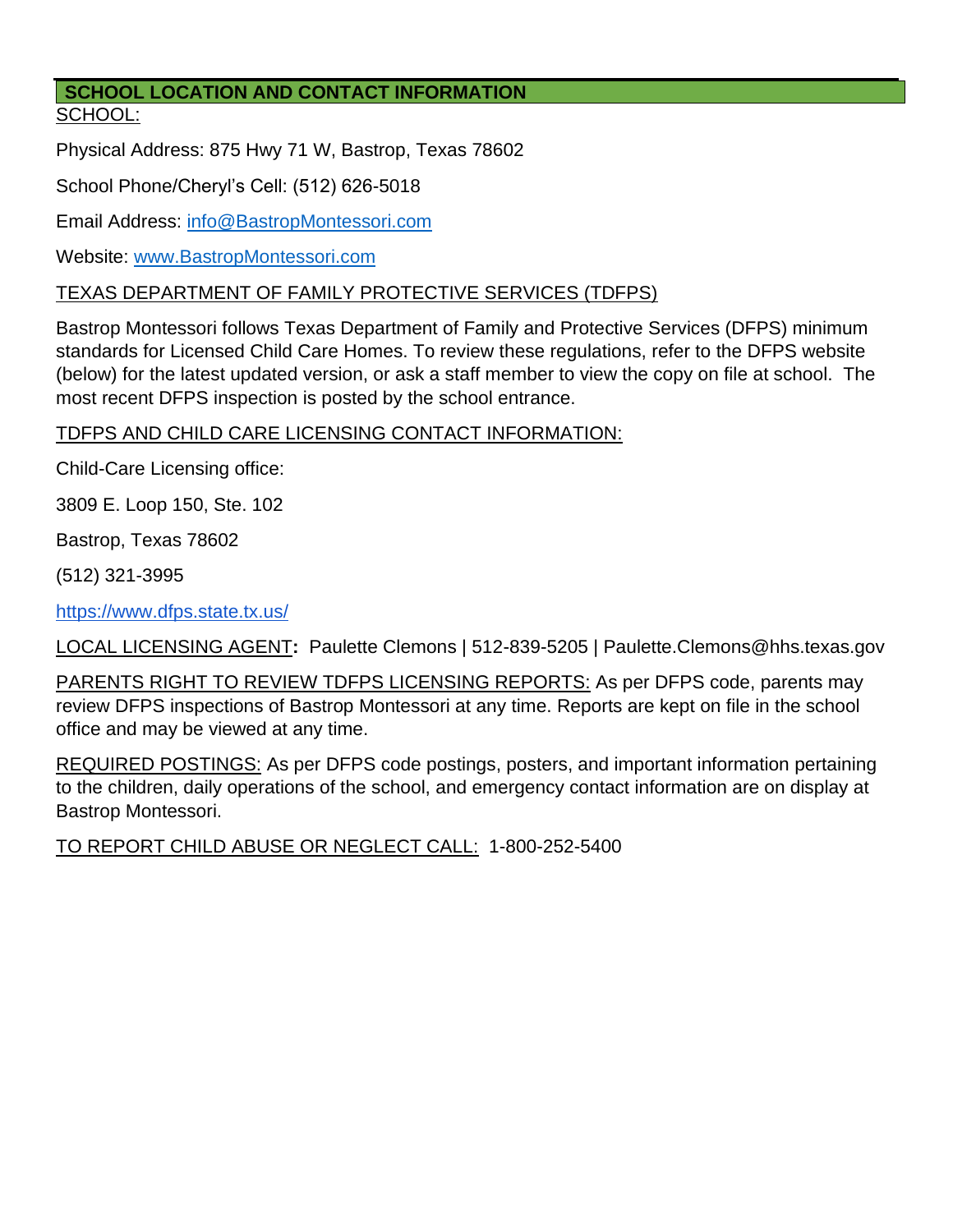## SCHOOL LOCATION AND CONTACT INFORMATION

SCHOOL:

Physical Address: 875 Hwy 71 W, Bastrop, Texas 78602

School Phone/Cheryl's Cell: (512) 626-5018

Email Address: info@BastropMontessori.com

Website: www.BastropMontessori.com

TEXAS DEPARTMENT OF FAMILY PROTECTIVE SERVICES (TDFPS)

Bastrop Montessori follows Texas Department of Family and Protective Services (DFPS) minimum standards for Licensed Child Care Homes. To review these regulations, refer to the DFPS website (below) for the latest updated version, or ask a staff member to view the copy on file at school. The most recent DFPS inspection is posted by the school entrance.

TDFPS AND CHILD CARE LICENSING CONTACT INFORMATION:

Child-Care Licensing office:

3809 E. Loop 150, Ste. 102

Bastrop, Texas 78602

(512) 321-3995

https://www.dfps.state.tx.us/

LOCAL LICENSING AGENT**:** Paulette Clemons | 512-839-5205 | Paulette.Clemons@hhs.texas.gov

PARENTS RIGHT TO REVIEW TDFPS LICENSING REPORTS: As per DFPS code, parents may review DFPS inspections of Bastrop Montessori at any time. Reports are kept on file in the school office and may be viewed at any time.

REQUIRED POSTINGS: As per DFPS code postings, posters, and important information pertaining to the children, daily operations of the school, and emergency contact information are on display at Bastrop Montessori.

TO REPORT CHILD ABUSE OR NEGLECT CALL: 1-800-252-5400